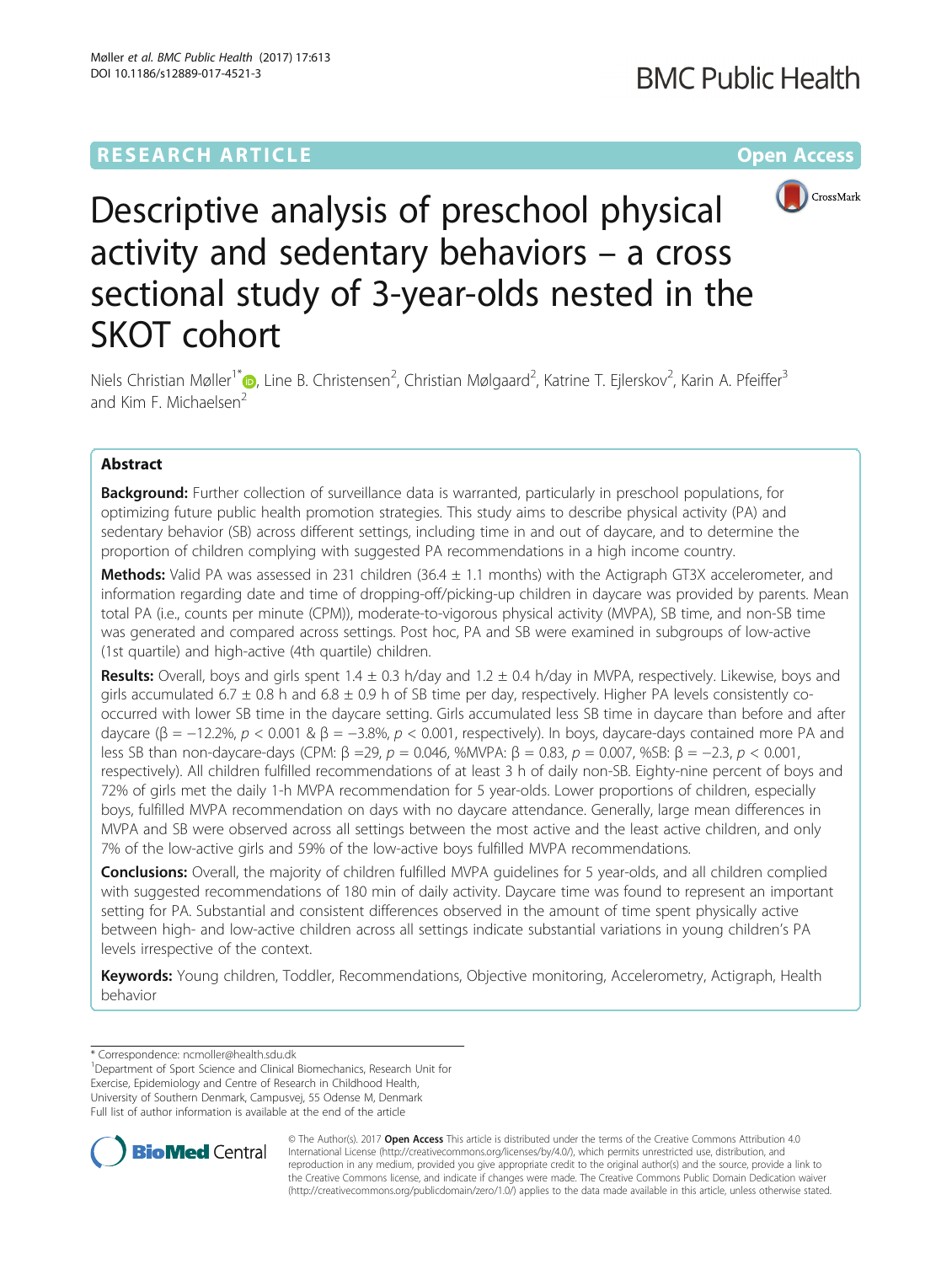RESEARCH ARTICLE

Open Access

# Descriptive analysis of preschool physical activity and sedentary behaviors – a cross sectional study of 3-year-olds nested in the SKOT cohort

Niels Christian Møller[1*], Line B. Christensen[2], Christian Mølgaard[2], Katrine T. Ejlerskov[2], Karin A. Pfeiffer[3] and Kim F. Michaelsen[2]

## Abstract

**Background:** Further collection of surveillance data is warranted, particularly in preschool populations, for optimizing future public health promotion strategies. This study aims to describe physical activity (PA) and sedentary behavior (SB) across different settings, including time in and out of daycare, and to determine the proportion of children complying with suggested PA recommendations in a high income country.

**Methods:** Valid PA was assessed in 231 children (36.4 ± 1.1 months) with the Actigraph GT3X accelerometer, and information regarding date and time of dropping-off/picking-up children in daycare was provided by parents. Mean total PA (i.e., counts per minute (CPM)), moderate-to-vigorous physical activity (MVPA), SB time, and non-SB time was generated and compared across settings. Post hoc, PA and SB were examined in subgroups of low-active (1st quartile) and high-active (4th quartile) children.

**Results:** Overall, boys and girls spent 1.4 ± 0.3 h/day and 1.2 ± 0.4 h/day in MVPA, respectively. Likewise, boys and girls accumulated 6.7 ± 0.8 h and 6.8 ± 0.9 h of SB time per day, respectively. Higher PA levels consistently co-occurred with lower SB time in the daycare setting. Girls accumulated less SB time in daycare than before and after daycare (β = −12.2%, $p < 0.001$ & β = −3.8%, $p < 0.001$, respectively). In boys, daycare-days contained more PA and less SB than non-daycare-days (CPM: β =29, $p = 0.046$, %MVPA: β = 0.83, $p = 0.007$, %SB: β = −2.3, $p < 0.001$, respectively). All children fulfilled recommendations of at least 3 h of daily non-SB. Eighty-nine percent of boys and 72% of girls met the daily 1-h MVPA recommendation for 5 year-olds. Lower proportions of children, especially boys, fulfilled MVPA recommendation on days with no daycare attendance. Generally, large mean differences in MVPA and SB were observed across all settings between the most active and the least active children, and only 7% of the low-active girls and 59% of the low-active boys fulfilled MVPA recommendations.

**Conclusions:** Overall, the majority of children fulfilled MVPA guidelines for 5 year-olds, and all children complied with suggested recommendations of 180 min of daily activity. Daycare time was found to represent an important setting for PA. Substantial and consistent differences observed in the amount of time spent physically active between high- and low-active children across all settings indicate substantial variations in young children's PA levels irrespective of the context.

**Keywords:** Young children, Toddler, Recommendations, Objective monitoring, Accelerometry, Actigraph, Health behavior

---

* Correspondence: ncmoller@health.sdu.dk

[1]Department of Sport Science and Clinical Biomechanics, Research Unit for Exercise, Epidemiology and Centre of Research in Childhood Health, University of Southern Denmark, Campusvej, 55 Odense M, Denmark

Full list of author information is available at the end of the article

© The Author(s). 2017 **Open Access** This article is distributed under the terms of the Creative Commons Attribution 4.0 International License (http://creativecommons.org/licenses/by/4.0/), which permits unrestricted use, distribution, and reproduction in any medium, provided you give appropriate credit to the original author(s) and the source, provide a link to the Creative Commons license, and indicate if changes were made. The Creative Commons Public Domain Dedication waiver (http://creativecommons.org/publicdomain/zero/1.0/) applies to the data made available in this article, unless otherwise stated.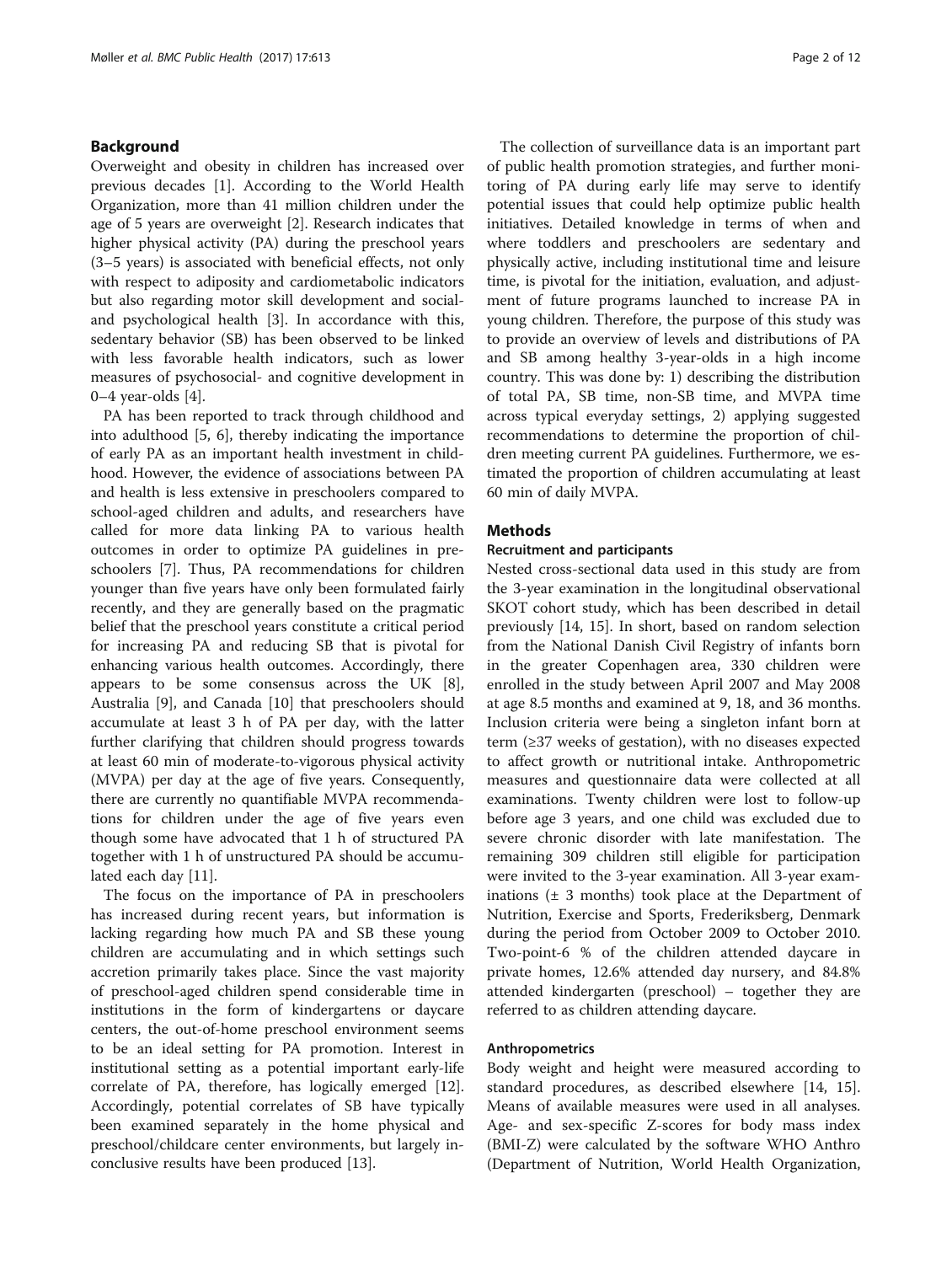## Background

Overweight and obesity in children has increased over previous decades [1]. According to the World Health Organization, more than 41 million children under the age of 5 years are overweight [2]. Research indicates that higher physical activity (PA) during the preschool years (3–5 years) is associated with beneficial effects, not only with respect to adiposity and cardiometabolic indicators but also regarding motor skill development and social- and psychological health [3]. In accordance with this, sedentary behavior (SB) has been observed to be linked with less favorable health indicators, such as lower measures of psychosocial- and cognitive development in 0–4 year-olds [4].

PA has been reported to track through childhood and into adulthood [5, 6], thereby indicating the importance of early PA as an important health investment in childhood. However, the evidence of associations between PA and health is less extensive in preschoolers compared to school-aged children and adults, and researchers have called for more data linking PA to various health outcomes in order to optimize PA guidelines in preschoolers [7]. Thus, PA recommendations for children younger than five years have only been formulated fairly recently, and they are generally based on the pragmatic belief that the preschool years constitute a critical period for increasing PA and reducing SB that is pivotal for enhancing various health outcomes. Accordingly, there appears to be some consensus across the UK [8], Australia [9], and Canada [10] that preschoolers should accumulate at least 3 h of PA per day, with the latter further clarifying that children should progress towards at least 60 min of moderate-to-vigorous physical activity (MVPA) per day at the age of five years. Consequently, there are currently no quantifiable MVPA recommendations for children under the age of five years even though some have advocated that 1 h of structured PA together with 1 h of unstructured PA should be accumulated each day [11].

The focus on the importance of PA in preschoolers has increased during recent years, but information is lacking regarding how much PA and SB these young children are accumulating and in which settings such accretion primarily takes place. Since the vast majority of preschool-aged children spend considerable time in institutions in the form of kindergartens or daycare centers, the out-of-home preschool environment seems to be an ideal setting for PA promotion. Interest in institutional setting as a potential important early-life correlate of PA, therefore, has logically emerged [12]. Accordingly, potential correlates of SB have typically been examined separately in the home physical and preschool/childcare center environments, but largely inconclusive results have been produced [13].

The collection of surveillance data is an important part of public health promotion strategies, and further monitoring of PA during early life may serve to identify potential issues that could help optimize public health initiatives. Detailed knowledge in terms of when and where toddlers and preschoolers are sedentary and physically active, including institutional time and leisure time, is pivotal for the initiation, evaluation, and adjustment of future programs launched to increase PA in young children. Therefore, the purpose of this study was to provide an overview of levels and distributions of PA and SB among healthy 3-year-olds in a high income country. This was done by: 1) describing the distribution of total PA, SB time, non-SB time, and MVPA time across typical everyday settings, 2) applying suggested recommendations to determine the proportion of children meeting current PA guidelines. Furthermore, we estimated the proportion of children accumulating at least 60 min of daily MVPA.

## Methods

### Recruitment and participants

Nested cross-sectional data used in this study are from the 3-year examination in the longitudinal observational SKOT cohort study, which has been described in detail previously [14, 15]. In short, based on random selection from the National Danish Civil Registry of infants born in the greater Copenhagen area, 330 children were enrolled in the study between April 2007 and May 2008 at age 8.5 months and examined at 9, 18, and 36 months. Inclusion criteria were being a singleton infant born at term (≥37 weeks of gestation), with no diseases expected to affect growth or nutritional intake. Anthropometric measures and questionnaire data were collected at all examinations. Twenty children were lost to follow-up before age 3 years, and one child was excluded due to severe chronic disorder with late manifestation. The remaining 309 children still eligible for participation were invited to the 3-year examination. All 3-year examinations (± 3 months) took place at the Department of Nutrition, Exercise and Sports, Frederiksberg, Denmark during the period from October 2009 to October 2010. Two-point-6 % of the children attended daycare in private homes, 12.6% attended day nursery, and 84.8% attended kindergarten (preschool) – together they are referred to as children attending daycare.

### Anthropometrics

Body weight and height were measured according to standard procedures, as described elsewhere [14, 15]. Means of available measures were used in all analyses. Age- and sex-specific Z-scores for body mass index (BMI-Z) were calculated by the software WHO Anthro (Department of Nutrition, World Health Organization,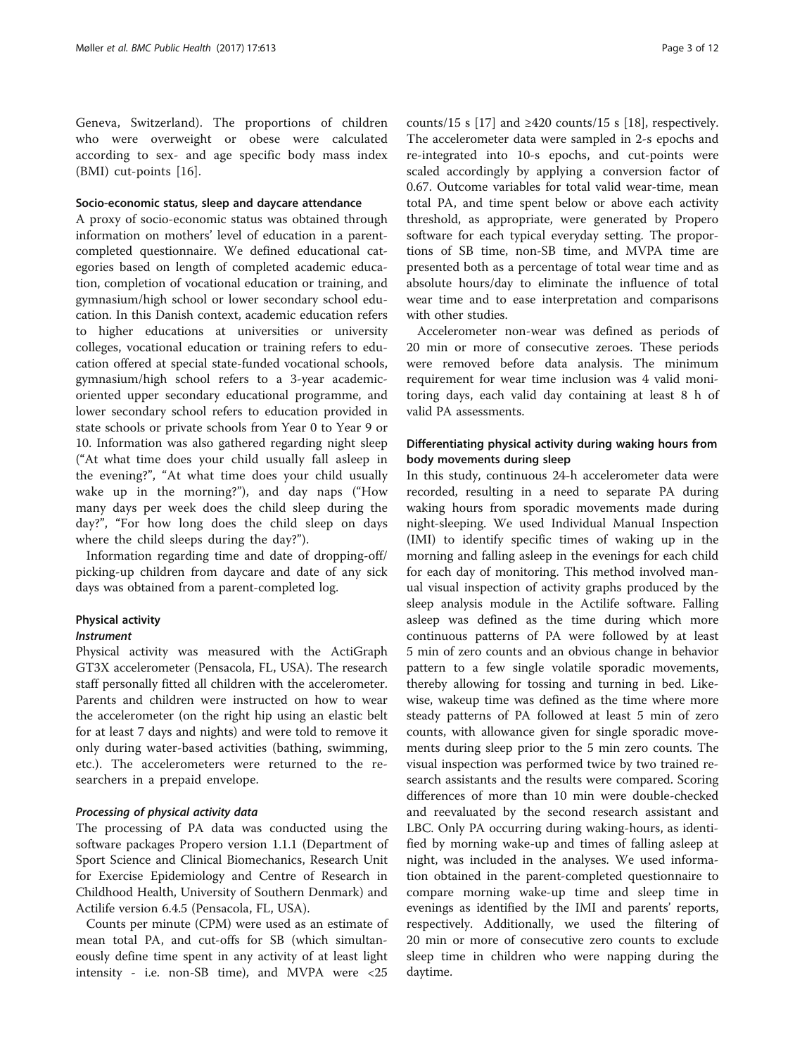Geneva, Switzerland). The proportions of children who were overweight or obese were calculated according to sex- and age specific body mass index (BMI) cut-points [16].

### Socio-economic status, sleep and daycare attendance

A proxy of socio-economic status was obtained through information on mothers' level of education in a parent-completed questionnaire. We defined educational categories based on length of completed academic education, completion of vocational education or training, and gymnasium/high school or lower secondary school education. In this Danish context, academic education refers to higher educations at universities or university colleges, vocational education or training refers to education offered at special state-funded vocational schools, gymnasium/high school refers to a 3-year academic-oriented upper secondary educational programme, and lower secondary school refers to education provided in state schools or private schools from Year 0 to Year 9 or 10. Information was also gathered regarding night sleep ("At what time does your child usually fall asleep in the evening?", "At what time does your child usually wake up in the morning?"), and day naps ("How many days per week does the child sleep during the day?", "For how long does the child sleep on days where the child sleeps during the day?").

Information regarding time and date of dropping-off/picking-up children from daycare and date of any sick days was obtained from a parent-completed log.

### Physical activity

#### *Instrument*

Physical activity was measured with the ActiGraph GT3X accelerometer (Pensacola, FL, USA). The research staff personally fitted all children with the accelerometer. Parents and children were instructed on how to wear the accelerometer (on the right hip using an elastic belt for at least 7 days and nights) and were told to remove it only during water-based activities (bathing, swimming, etc.). The accelerometers were returned to the researchers in a prepaid envelope.

#### *Processing of physical activity data*

The processing of PA data was conducted using the software packages Propero version 1.1.1 (Department of Sport Science and Clinical Biomechanics, Research Unit for Exercise Epidemiology and Centre of Research in Childhood Health, University of Southern Denmark) and Actilife version 6.4.5 (Pensacola, FL, USA).

Counts per minute (CPM) were used as an estimate of mean total PA, and cut-offs for SB (which simultaneously define time spent in any activity of at least light intensity - i.e. non-SB time), and MVPA were <25 counts/15 s [17] and ≥420 counts/15 s [18], respectively. The accelerometer data were sampled in 2-s epochs and re-integrated into 10-s epochs, and cut-points were scaled accordingly by applying a conversion factor of 0.67. Outcome variables for total valid wear-time, mean total PA, and time spent below or above each activity threshold, as appropriate, were generated by Propero software for each typical everyday setting. The proportions of SB time, non-SB time, and MVPA time are presented both as a percentage of total wear time and as absolute hours/day to eliminate the influence of total wear time and to ease interpretation and comparisons with other studies.

Accelerometer non-wear was defined as periods of 20 min or more of consecutive zeroes. These periods were removed before data analysis. The minimum requirement for wear time inclusion was 4 valid monitoring days, each valid day containing at least 8 h of valid PA assessments.

### Differentiating physical activity during waking hours from body movements during sleep

In this study, continuous 24-h accelerometer data were recorded, resulting in a need to separate PA during waking hours from sporadic movements made during night-sleeping. We used Individual Manual Inspection (IMI) to identify specific times of waking up in the morning and falling asleep in the evenings for each child for each day of monitoring. This method involved manual visual inspection of activity graphs produced by the sleep analysis module in the Actilife software. Falling asleep was defined as the time during which more continuous patterns of PA were followed by at least 5 min of zero counts and an obvious change in behavior pattern to a few single volatile sporadic movements, thereby allowing for tossing and turning in bed. Likewise, wakeup time was defined as the time where more steady patterns of PA followed at least 5 min of zero counts, with allowance given for single sporadic movements during sleep prior to the 5 min zero counts. The visual inspection was performed twice by two trained research assistants and the results were compared. Scoring differences of more than 10 min were double-checked and reevaluated by the second research assistant and LBC. Only PA occurring during waking-hours, as identified by morning wake-up and times of falling asleep at night, was included in the analyses. We used information obtained in the parent-completed questionnaire to compare morning wake-up time and sleep time in evenings as identified by the IMI and parents' reports, respectively. Additionally, we used the filtering of 20 min or more of consecutive zero counts to exclude sleep time in children who were napping during the daytime.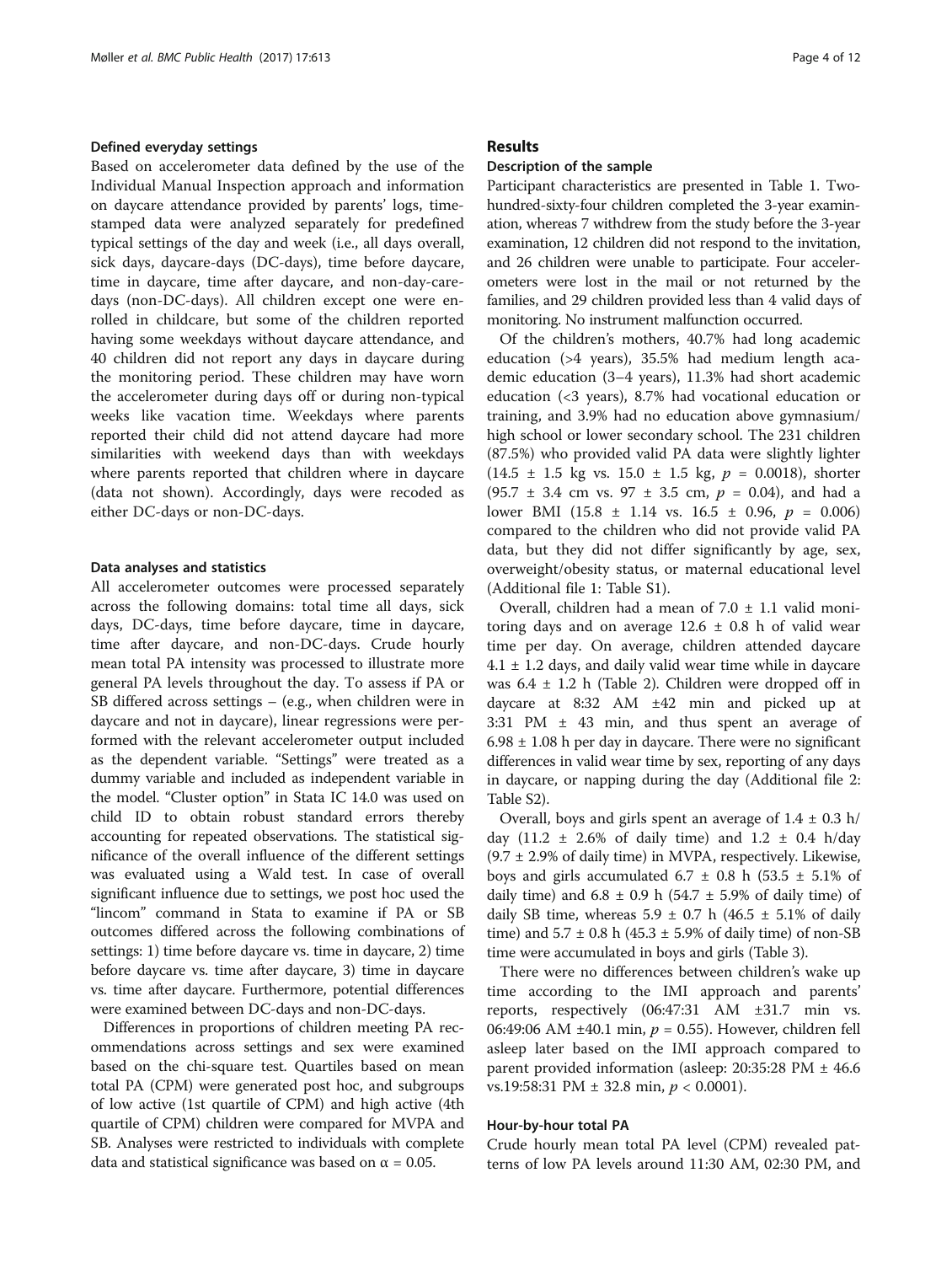### Defined everyday settings

Based on accelerometer data defined by the use of the Individual Manual Inspection approach and information on daycare attendance provided by parents' logs, time-stamped data were analyzed separately for predefined typical settings of the day and week (i.e., all days overall, sick days, daycare-days (DC-days), time before daycare, time in daycare, time after daycare, and non-day-care-days (non-DC-days). All children except one were enrolled in childcare, but some of the children reported having some weekdays without daycare attendance, and 40 children did not report any days in daycare during the monitoring period. These children may have worn the accelerometer during days off or during non-typical weeks like vacation time. Weekdays where parents reported their child did not attend daycare had more similarities with weekend days than with weekdays where parents reported that children where in daycare (data not shown). Accordingly, days were recoded as either DC-days or non-DC-days.

### Data analyses and statistics

All accelerometer outcomes were processed separately across the following domains: total time all days, sick days, DC-days, time before daycare, time in daycare, time after daycare, and non-DC-days. Crude hourly mean total PA intensity was processed to illustrate more general PA levels throughout the day. To assess if PA or SB differed across settings – (e.g., when children were in daycare and not in daycare), linear regressions were performed with the relevant accelerometer output included as the dependent variable. "Settings" were treated as a dummy variable and included as independent variable in the model. "Cluster option" in Stata IC 14.0 was used on child ID to obtain robust standard errors thereby accounting for repeated observations. The statistical significance of the overall influence of the different settings was evaluated using a Wald test. In case of overall significant influence due to settings, we post hoc used the "lincom" command in Stata to examine if PA or SB outcomes differed across the following combinations of settings: 1) time before daycare vs. time in daycare, 2) time before daycare vs. time after daycare, 3) time in daycare vs. time after daycare. Furthermore, potential differences were examined between DC-days and non-DC-days.

Differences in proportions of children meeting PA recommendations across settings and sex were examined based on the chi-square test. Quartiles based on mean total PA (CPM) were generated post hoc, and subgroups of low active (1st quartile of CPM) and high active (4th quartile of CPM) children were compared for MVPA and SB. Analyses were restricted to individuals with complete data and statistical significance was based on $\alpha = 0.05$.

## Results

### Description of the sample

Participant characteristics are presented in Table 1. Two-hundred-sixty-four children completed the 3-year examination, whereas 7 withdrew from the study before the 3-year examination, 12 children did not respond to the invitation, and 26 children were unable to participate. Four accelerometers were lost in the mail or not returned by the families, and 29 children provided less than 4 valid days of monitoring. No instrument malfunction occurred.

Of the children's mothers, 40.7% had long academic education (>4 years), 35.5% had medium length academic education (3–4 years), 11.3% had short academic education (<3 years), 8.7% had vocational education or training, and 3.9% had no education above gymnasium/high school or lower secondary school. The 231 children (87.5%) who provided valid PA data were slightly lighter (14.5 ± 1.5 kg vs. 15.0 ± 1.5 kg, $p = 0.0018$), shorter (95.7 ± 3.4 cm vs. 97 ± 3.5 cm, $p = 0.04$), and had a lower BMI (15.8 ± 1.14 vs. 16.5 ± 0.96, $p = 0.006$) compared to the children who did not provide valid PA data, but they did not differ significantly by age, sex, overweight/obesity status, or maternal educational level (Additional file 1: Table S1).

Overall, children had a mean of 7.0 ± 1.1 valid monitoring days and on average 12.6 ± 0.8 h of valid wear time per day. On average, children attended daycare 4.1 ± 1.2 days, and daily valid wear time while in daycare was 6.4 ± 1.2 h (Table 2). Children were dropped off in daycare at 8:32 AM ±42 min and picked up at 3:31 PM ± 43 min, and thus spent an average of 6.98 ± 1.08 h per day in daycare. There were no significant differences in valid wear time by sex, reporting of any days in daycare, or napping during the day (Additional file 2: Table S2).

Overall, boys and girls spent an average of 1.4 ± 0.3 h/day (11.2 ± 2.6% of daily time) and 1.2 ± 0.4 h/day (9.7 ± 2.9% of daily time) in MVPA, respectively. Likewise, boys and girls accumulated 6.7 ± 0.8 h (53.5 ± 5.1% of daily time) and 6.8 ± 0.9 h (54.7 ± 5.9% of daily time) of daily SB time, whereas 5.9 ± 0.7 h (46.5 ± 5.1% of daily time) and 5.7 ± 0.8 h (45.3 ± 5.9% of daily time) of non-SB time were accumulated in boys and girls (Table 3).

There were no differences between children's wake up time according to the IMI approach and parents' reports, respectively (06:47:31 AM ±31.7 min vs. 06:49:06 AM ±40.1 min, $p = 0.55$). However, children fell asleep later based on the IMI approach compared to parent provided information (asleep: 20:35:28 PM ± 46.6 vs.19:58:31 PM ± 32.8 min, $p < 0.0001$).

### Hour-by-hour total PA

Crude hourly mean total PA level (CPM) revealed patterns of low PA levels around 11:30 AM, 02:30 PM, and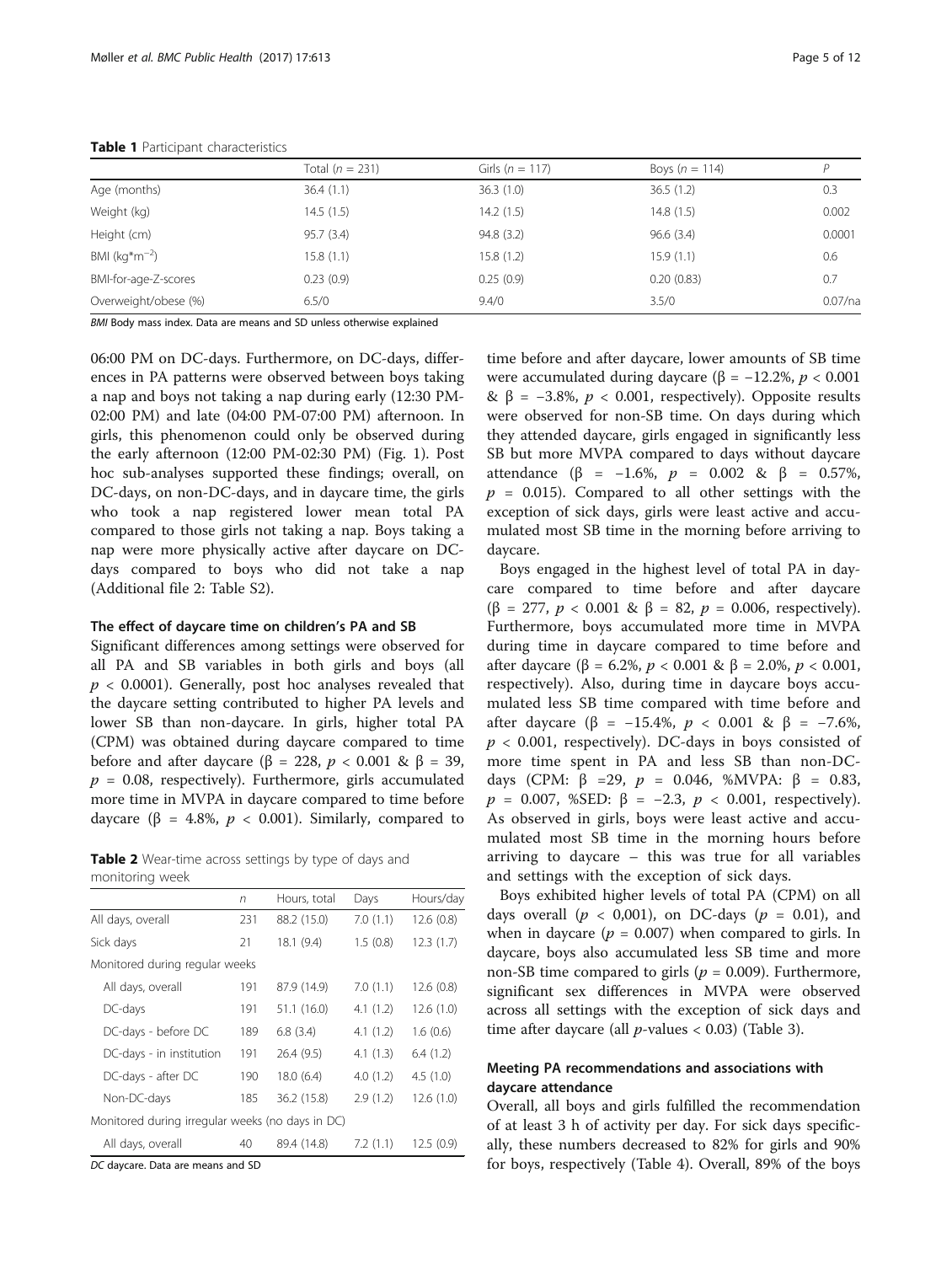**Table 1** Participant characteristics

| | Total (*n* = 231) | Girls (*n* = 117) | Boys (*n* = 114) | *P* |
|---|---|---|---|---|
| Age (months) | 36.4 (1.1) | 36.3 (1.0) | 36.5 (1.2) | 0.3 |
| Weight (kg) | 14.5 (1.5) | 14.2 (1.5) | 14.8 (1.5) | 0.002 |
| Height (cm) | 95.7 (3.4) | 94.8 (3.2) | 96.6 (3.4) | 0.0001 |
| BMI ($kg*m^{-2}$) | 15.8 (1.1) | 15.8 (1.2) | 15.9 (1.1) | 0.6 |
| BMI-for-age-Z-scores | 0.23 (0.9) | 0.25 (0.9) | 0.20 (0.83) | 0.7 |
| Overweight/obese (%) | 6.5/0 | 9.4/0 | 3.5/0 | 0.07/na |

*BMI* Body mass index. Data are means and SD unless otherwise explained

06:00 PM on DC-days. Furthermore, on DC-days, differences in PA patterns were observed between boys taking a nap and boys not taking a nap during early (12:30 PM-02:00 PM) and late (04:00 PM-07:00 PM) afternoon. In girls, this phenomenon could only be observed during the early afternoon (12:00 PM-02:30 PM) (Fig. 1). Post hoc sub-analyses supported these findings; overall, on DC-days, on non-DC-days, and in daycare time, the girls who took a nap registered lower mean total PA compared to those girls not taking a nap. Boys taking a nap were more physically active after daycare on DC-days compared to boys who did not take a nap (Additional file 2: Table S2).

### The effect of daycare time on children's PA and SB

Significant differences among settings were observed for all PA and SB variables in both girls and boys (all $p < 0.0001$). Generally, post hoc analyses revealed that the daycare setting contributed to higher PA levels and lower SB than non-daycare. In girls, higher total PA (CPM) was obtained during daycare compared to time before and after daycare ($\beta = 228$, $p < 0.001$ & $\beta = 39$, $p = 0.08$, respectively). Furthermore, girls accumulated more time in MVPA in daycare compared to time before daycare ($\beta = 4.8\%$, $p < 0.001$). Similarly, compared to time before and after daycare, lower amounts of SB time were accumulated during daycare ($\beta = -12.2\%$, $p < 0.001$ & $\beta = -3.8\%$, $p < 0.001$, respectively). Opposite results were observed for non-SB time. On days during which they attended daycare, girls engaged in significantly less SB but more MVPA compared to days without daycare attendance ($\beta = -1.6\%$, $p = 0.002$ & $\beta = 0.57\%$, $p = 0.015$). Compared to all other settings with the exception of sick days, girls were least active and accumulated most SB time in the morning before arriving to daycare.

**Table 2** Wear-time across settings by type of days and monitoring week

| | *n* | Hours, total | Days | Hours/day |
|---|---|---|---|---|
| All days, overall | 231 | 88.2 (15.0) | 7.0 (1.1) | 12.6 (0.8) |
| Sick days | 21 | 18.1 (9.4) | 1.5 (0.8) | 12.3 (1.7) |
| Monitored during regular weeks | | | | |
| All days, overall | 191 | 87.9 (14.9) | 7.0 (1.1) | 12.6 (0.8) |
| DC-days | 191 | 51.1 (16.0) | 4.1 (1.2) | 12.6 (1.0) |
| DC-days - before DC | 189 | 6.8 (3.4) | 4.1 (1.2) | 1.6 (0.6) |
| DC-days - in institution | 191 | 26.4 (9.5) | 4.1 (1.3) | 6.4 (1.2) |
| DC-days - after DC | 190 | 18.0 (6.4) | 4.0 (1.2) | 4.5 (1.0) |
| Non-DC-days | 185 | 36.2 (15.8) | 2.9 (1.2) | 12.6 (1.0) |
| Monitored during irregular weeks (no days in DC) | | | | |
| All days, overall | 40 | 89.4 (14.8) | 7.2 (1.1) | 12.5 (0.9) |

*DC* daycare. Data are means and SD

Boys engaged in the highest level of total PA in daycare compared to time before and after daycare ($\beta = 277$, $p < 0.001$ & $\beta = 82$, $p = 0.006$, respectively). Furthermore, boys accumulated more time in MVPA during time in daycare compared to time before and after daycare ($\beta = 6.2\%$, $p < 0.001$ & $\beta = 2.0\%$, $p < 0.001$, respectively). Also, during time in daycare boys accumulated less SB time compared with time before and after daycare ($\beta = -15.4\%$, $p < 0.001$ & $\beta = -7.6\%$, $p < 0.001$, respectively). DC-days in boys consisted of more time spent in PA and less SB than non-DC-days (CPM: $\beta = 29$, $p = 0.046$, %MVPA: $\beta = 0.83$, $p = 0.007$, %SED: $\beta = -2.3$, $p < 0.001$, respectively). As observed in girls, boys were least active and accumulated most SB time in the morning hours before arriving to daycare – this was true for all variables and settings with the exception of sick days.

Boys exhibited higher levels of total PA (CPM) on all days overall ($p < 0{,}001$), on DC-days ($p = 0.01$), and when in daycare ($p = 0.007$) when compared to girls. In daycare, boys also accumulated less SB time and more non-SB time compared to girls ($p = 0.009$). Furthermore, significant sex differences in MVPA were observed across all settings with the exception of sick days and time after daycare (all *p*-values < 0.03) (Table 3).

### Meeting PA recommendations and associations with daycare attendance

Overall, all boys and girls fulfilled the recommendation of at least 3 h of activity per day. For sick days specifically, these numbers decreased to 82% for girls and 90% for boys, respectively (Table 4). Overall, 89% of the boys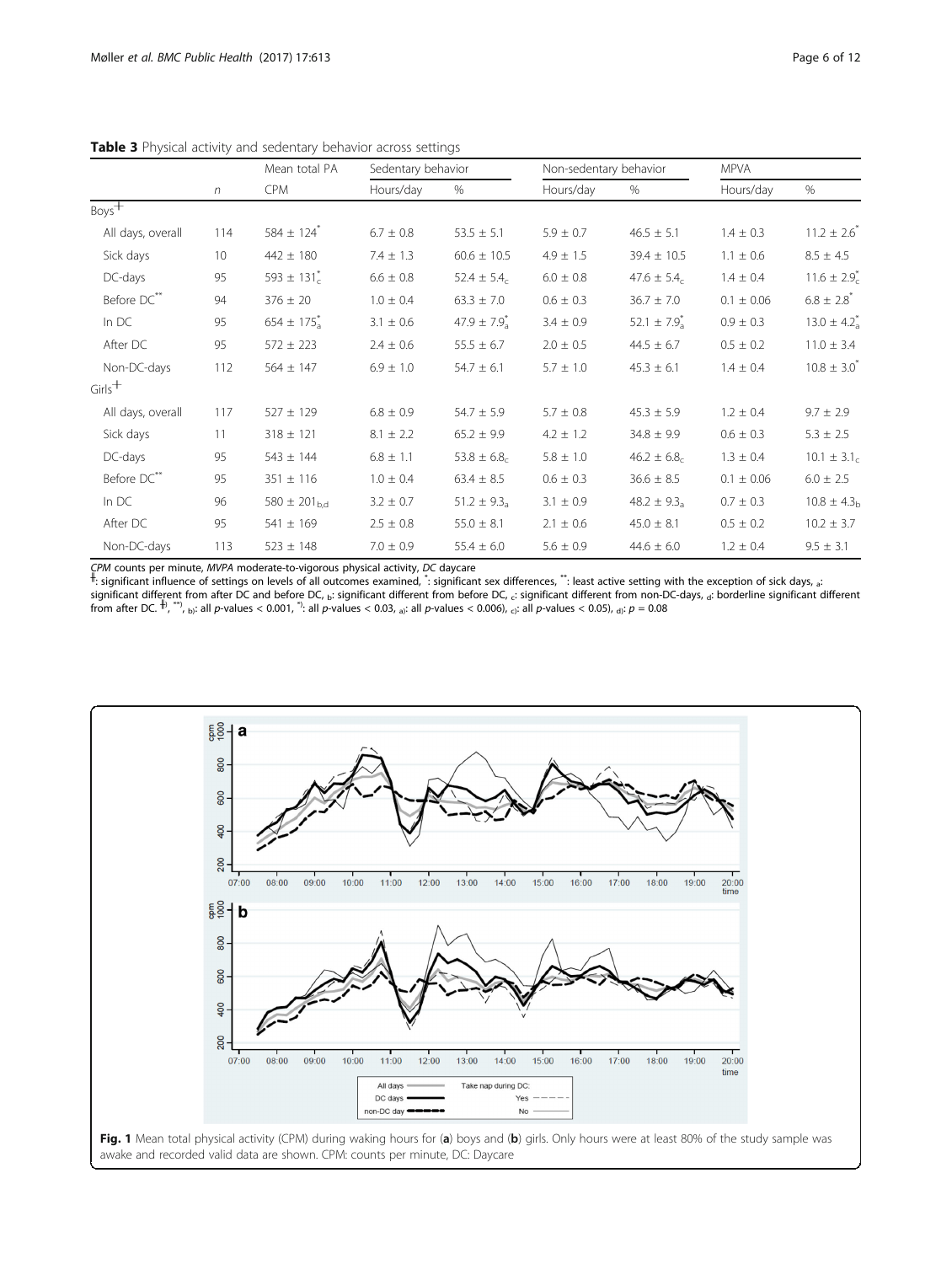**Table 3** Physical activity and sedentary behavior across settings

| | | Mean total PA | Sedentary behavior | | Non-sedentary behavior | | MPVA | |
|---|---|---|---|---|---|---|---|---|
| | *n* | CPM | Hours/day | % | Hours/day | % | Hours/day | % |
| Boys[ǂ] | | | | | | | | |
| All days, overall | 114 | 584 ± 124[*] | 6.7 ± 0.8 | 53.5 ± 5.1 | 5.9 ± 0.7 | 46.5 ± 5.1 | 1.4 ± 0.3 | 11.2 ± 2.6[*] |
| Sick days | 10 | 442 ± 180 | 7.4 ± 1.3 | 60.6 ± 10.5 | 4.9 ± 1.5 | 39.4 ± 10.5 | 1.1 ± 0.6 | 8.5 ± 4.5 |
| DC-days | 95 | 593 ± 131[*] $_{c}$ | 6.6 ± 0.8 | 52.4 ± 5.4 $_{c}$ | 6.0 ± 0.8 | 47.6 ± 5.4 $_{c}$ | 1.4 ± 0.4 | 11.6 ± 2.9[*] $_{c}$ |
| Before DC[**] | 94 | 376 ± 20 | 1.0 ± 0.4 | 63.3 ± 7.0 | 0.6 ± 0.3 | 36.7 ± 7.0 | 0.1 ± 0.06 | 6.8 ± 2.8[*] |
| In DC | 95 | 654 ± 175[*] $_{a}$ | 3.1 ± 0.6 | 47.9 ± 7.9[*] $_{a}$ | 3.4 ± 0.9 | 52.1 ± 7.9[*] $_{a}$ | 0.9 ± 0.3 | 13.0 ± 4.2[*] $_{a}$ |
| After DC | 95 | 572 ± 223 | 2.4 ± 0.6 | 55.5 ± 6.7 | 2.0 ± 0.5 | 44.5 ± 6.7 | 0.5 ± 0.2 | 11.0 ± 3.4 |
| Non-DC-days | 112 | 564 ± 147 | 6.9 ± 1.0 | 54.7 ± 6.1 | 5.7 ± 1.0 | 45.3 ± 6.1 | 1.4 ± 0.4 | 10.8 ± 3.0[*] |
| Girls[ǂ] | | | | | | | | |
| All days, overall | 117 | 527 ± 129 | 6.8 ± 0.9 | 54.7 ± 5.9 | 5.7 ± 0.8 | 45.3 ± 5.9 | 1.2 ± 0.4 | 9.7 ± 2.9 |
| Sick days | 11 | 318 ± 121 | 8.1 ± 2.2 | 65.2 ± 9.9 | 4.2 ± 1.2 | 34.8 ± 9.9 | 0.6 ± 0.3 | 5.3 ± 2.5 |
| DC-days | 95 | 543 ± 144 | 6.8 ± 1.1 | 53.8 ± 6.8 $_{c}$ | 5.8 ± 1.0 | 46.2 ± 6.8 $_{c}$ | 1.3 ± 0.4 | 10.1 ± 3.1 $_{c}$ |
| Before DC[**] | 95 | 351 ± 116 | 1.0 ± 0.4 | 63.4 ± 8.5 | 0.6 ± 0.3 | 36.6 ± 8.5 | 0.1 ± 0.06 | 6.0 ± 2.5 |
| In DC | 96 | 580 ± 201 $_{b,d}$ | 3.2 ± 0.7 | 51.2 ± 9.3 $_{a}$ | 3.1 ± 0.9 | 48.2 ± 9.3 $_{a}$ | 0.7 ± 0.3 | 10.8 ± 4.3 $_{b}$ |
| After DC | 95 | 541 ± 169 | 2.5 ± 0.8 | 55.0 ± 8.1 | 2.1 ± 0.6 | 45.0 ± 8.1 | 0.5 ± 0.2 | 10.2 ± 3.7 |
| Non-DC-days | 113 | 523 ± 148 | 7.0 ± 0.9 | 55.4 ± 6.0 | 5.6 ± 0.9 | 44.6 ± 6.0 | 1.2 ± 0.4 | 9.5 ± 3.1 |

*CPM* counts per minute, *MVPA* moderate-to-vigorous physical activity, *DC* daycare
ǂ: significant influence of settings on levels of all outcomes examined, *: significant sex differences, **: least active setting with the exception of sick days, $_{a}$: significant different from after DC and before DC, $_{b}$: significant different from before DC, $_{c}$: significant different from non-DC-days, $_{d}$: borderline significant different from after DC. ǂ), **), $_{b)}$: all *p*-values < 0.001, *): all *p*-values < 0.03, $_{a)}$: all *p*-values < 0.006), $_{c)}$: all *p*-values < 0.05), $_{d)}$: *p* = 0.08

**Fig. 1** Mean total physical activity (CPM) during waking hours for (**a**) boys and (**b**) girls. Only hours were at least 80% of the study sample was awake and recorded valid data are shown. CPM: counts per minute, DC: Daycare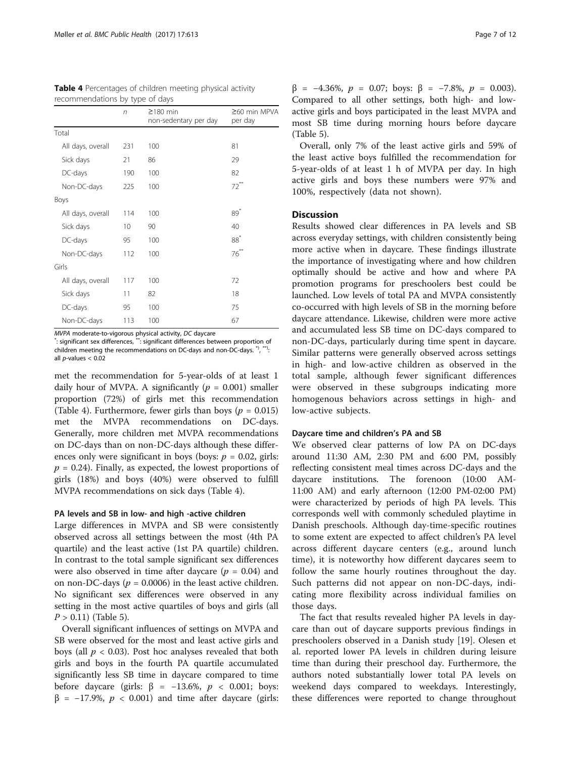**Table 4** Percentages of children meeting physical activity recommendations by type of days

| | $n$ | ≥180 min non-sedentary per day | ≥60 min MPVA per day |
|---|---|---|---|
| Total | | | |
| All days, overall | 231 | 100 | 81 |
| Sick days | 21 | 86 | 29 |
| DC-days | 190 | 100 | 82 |
| Non-DC-days | 225 | 100 | 72** |
| Boys | | | |
| All days, overall | 114 | 100 | 89* |
| Sick days | 10 | 90 | 40 |
| DC-days | 95 | 100 | 88* |
| Non-DC-days | 112 | 100 | 76** |
| Girls | | | |
| All days, overall | 117 | 100 | 72 |
| Sick days | 11 | 82 | 18 |
| DC-days | 95 | 100 | 75 |
| Non-DC-days | 113 | 100 | 67 |

*MVPA* moderate-to-vigorous physical activity, *DC* daycare
*: significant sex differences, **: significant differences between proportion of children meeting the recommendations on DC-days and non-DC-days. *), **): all $p$-values < 0.02

met the recommendation for 5-year-olds of at least 1 daily hour of MVPA. A significantly ($p = 0.001$) smaller proportion (72%) of girls met this recommendation (Table 4). Furthermore, fewer girls than boys ($p = 0.015$) met the MVPA recommendations on DC-days. Generally, more children met MVPA recommendations on DC-days than on non-DC-days although these differences only were significant in boys (boys: $p = 0.02$, girls: $p = 0.24$). Finally, as expected, the lowest proportions of girls (18%) and boys (40%) were observed to fulfill MVPA recommendations on sick days (Table 4).

### PA levels and SB in low- and high -active children

Large differences in MVPA and SB were consistently observed across all settings between the most (4th PA quartile) and the least active (1st PA quartile) children. In contrast to the total sample significant sex differences were also observed in time after daycare ($p = 0.04$) and on non-DC-days ($p = 0.0006$) in the least active children. No significant sex differences were observed in any setting in the most active quartiles of boys and girls (all $P > 0.11$) (Table 5).

Overall significant influences of settings on MVPA and SB were observed for the most and least active girls and boys (all $p < 0.03$). Post hoc analyses revealed that both girls and boys in the fourth PA quartile accumulated significantly less SB time in daycare compared to time before daycare (girls: $\beta = -13.6\%$, $p < 0.001$; boys: $\beta = -17.9\%$, $p < 0.001$) and time after daycare (girls: $\beta = -4.36\%$, $p = 0.07$; boys: $\beta = -7.8\%$, $p = 0.003$). Compared to all other settings, both high- and low-active girls and boys participated in the least MVPA and most SB time during morning hours before daycare (Table 5).

Overall, only 7% of the least active girls and 59% of the least active boys fulfilled the recommendation for 5-year-olds of at least 1 h of MVPA per day. In high active girls and boys these numbers were 97% and 100%, respectively (data not shown).

## Discussion

Results showed clear differences in PA levels and SB across everyday settings, with children consistently being more active when in daycare. These findings illustrate the importance of investigating where and how children optimally should be active and how and where PA promotion programs for preschoolers best could be launched. Low levels of total PA and MVPA consistently co-occurred with high levels of SB in the morning before daycare attendance. Likewise, children were more active and accumulated less SB time on DC-days compared to non-DC-days, particularly during time spent in daycare. Similar patterns were generally observed across settings in high- and low-active children as observed in the total sample, although fewer significant differences were observed in these subgroups indicating more homogenous behaviors across settings in high- and low-active subjects.

### Daycare time and children's PA and SB

We observed clear patterns of low PA on DC-days around 11:30 AM, 2:30 PM and 6:00 PM, possibly reflecting consistent meal times across DC-days and the daycare institutions. The forenoon (10:00 AM-11:00 AM) and early afternoon (12:00 PM-02:00 PM) were characterized by periods of high PA levels. This corresponds well with commonly scheduled playtime in Danish preschools. Although day-time-specific routines to some extent are expected to affect children's PA level across different daycare centers (e.g., around lunch time), it is noteworthy how different daycares seem to follow the same hourly routines throughout the day. Such patterns did not appear on non-DC-days, indicating more flexibility across individual families on those days.

The fact that results revealed higher PA levels in daycare than out of daycare supports previous findings in preschoolers observed in a Danish study [19]. Olesen et al. reported lower PA levels in children during leisure time than during their preschool day. Furthermore, the authors noted substantially lower total PA levels on weekend days compared to weekdays. Interestingly, these differences were reported to change throughout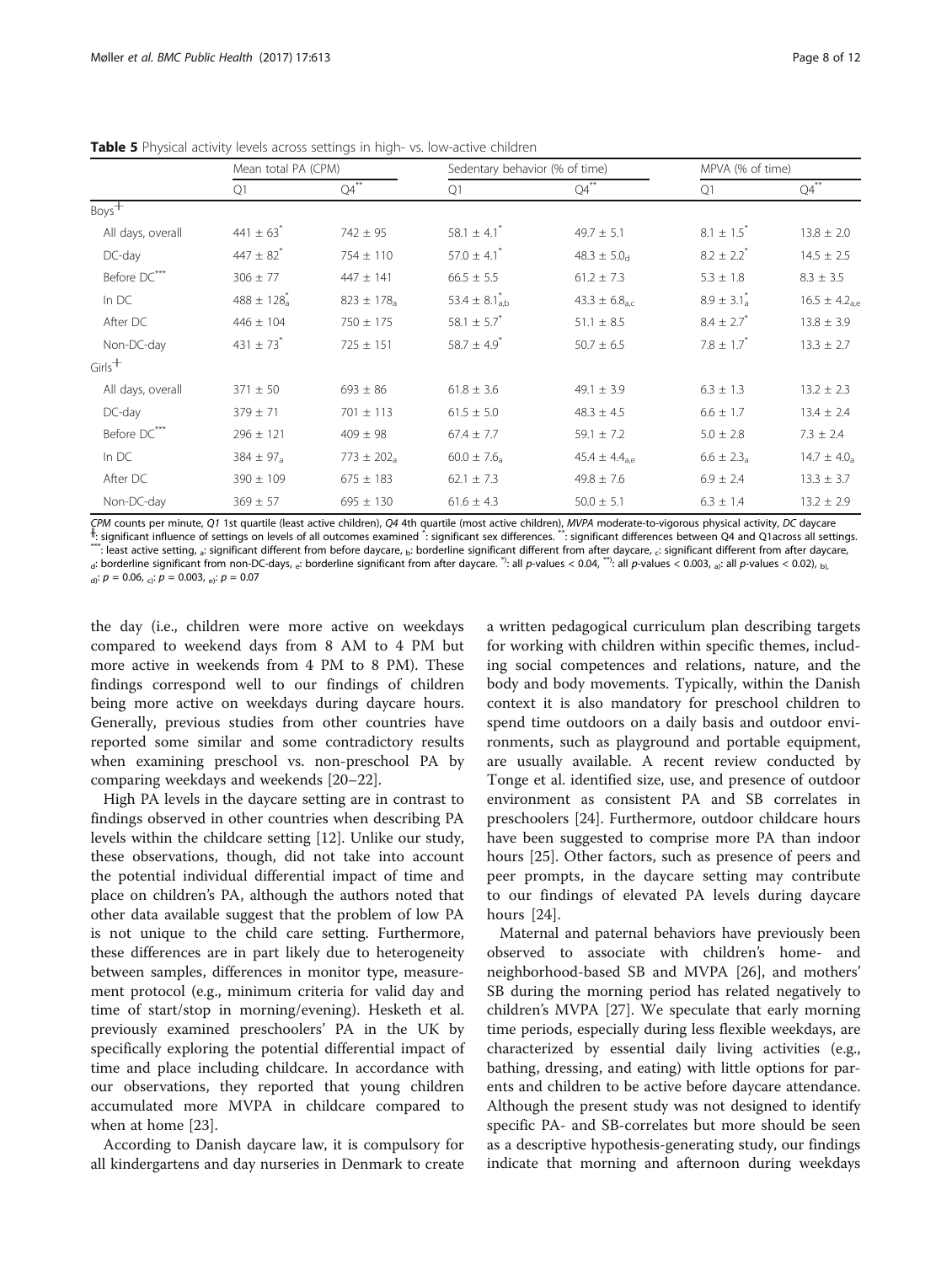**Table 5** Physical activity levels across settings in high- vs. low-active children

| | Mean total PA (CPM) | | Sedentary behavior (% of time) | | MVPA (% of time) | |
|---|---|---|---|---|---|---|
| | Q1 | Q4** | Q1 | Q4** | Q1 | Q4** |
| Boys‡ | | | | | | |
| All days, overall | 441 ± 63* | 742 ± 95 | 58.1 ± 4.1* | 49.7 ± 5.1 | 8.1 ± 1.5* | 13.8 ± 2.0 |
| DC-day | 447 ± 82* | 754 ± 110 | 57.0 ± 4.1* | 48.3 ± 5.0$_{d}$ | 8.2 ± 2.2* | 14.5 ± 2.5 |
| Before DC*** | 306 ± 77 | 447 ± 141 | 66.5 ± 5.5 | 61.2 ± 7.3 | 5.3 ± 1.8 | 8.3 ± 3.5 |
| In DC | 488 ± 128*$_{a}$ | 823 ± 178$_{a}$ | 53.4 ± 8.1*$_{a,b}$ | 43.3 ± 6.8$_{a,c}$ | 8.9 ± 3.1*$_{a}$ | 16.5 ± 4.2$_{a,e}$ |
| After DC | 446 ± 104 | 750 ± 175 | 58.1 ± 5.7* | 51.1 ± 8.5 | 8.4 ± 2.7* | 13.8 ± 3.9 |
| Non-DC-day | 431 ± 73* | 725 ± 151 | 58.7 ± 4.9* | 50.7 ± 6.5 | 7.8 ± 1.7* | 13.3 ± 2.7 |
| Girls‡ | | | | | | |
| All days, overall | 371 ± 50 | 693 ± 86 | 61.8 ± 3.6 | 49.1 ± 3.9 | 6.3 ± 1.3 | 13.2 ± 2.3 |
| DC-day | 379 ± 71 | 701 ± 113 | 61.5 ± 5.0 | 48.3 ± 4.5 | 6.6 ± 1.7 | 13.4 ± 2.4 |
| Before DC*** | 296 ± 121 | 409 ± 98 | 67.4 ± 7.7 | 59.1 ± 7.2 | 5.0 ± 2.8 | 7.3 ± 2.4 |
| In DC | 384 ± 97$_{a}$ | 773 ± 202$_{a}$ | 60.0 ± 7.6$_{a}$ | 45.4 ± 4.4$_{a,e}$ | 6.6 ± 2.3$_{a}$ | 14.7 ± 4.0$_{a}$ |
| After DC | 390 ± 109 | 675 ± 183 | 62.1 ± 7.3 | 49.8 ± 7.6 | 6.9 ± 2.4 | 13.3 ± 3.7 |
| Non-DC-day | 369 ± 57 | 695 ± 130 | 61.6 ± 4.3 | 50.0 ± 5.1 | 6.3 ± 1.4 | 13.2 ± 2.9 |

*CPM* counts per minute, *Q1* 1st quartile (least active children), *Q4* 4th quartile (most active children), *MVPA* moderate-to-vigorous physical activity, *DC* daycare
‡: significant influence of settings on levels of all outcomes examined *: significant sex differences. **: significant differences between Q4 and Q1across all settings. ***: least active setting, a: significant different from before daycare, b: borderline significant different from after daycare, c: significant different from after daycare, d: borderline significant from non-DC-days, e: borderline significant from after daycare. *): all p-values < 0.04, **): all p-values < 0.003, a): all p-values < 0.02), b), d): p = 0.06, c): p = 0.003, e): p = 0.07

the day (i.e., children were more active on weekdays compared to weekend days from 8 AM to 4 PM but more active in weekends from 4 PM to 8 PM). These findings correspond well to our findings of children being more active on weekdays during daycare hours. Generally, previous studies from other countries have reported some similar and some contradictory results when examining preschool vs. non-preschool PA by comparing weekdays and weekends [20–22].

High PA levels in the daycare setting are in contrast to findings observed in other countries when describing PA levels within the childcare setting [12]. Unlike our study, these observations, though, did not take into account the potential individual differential impact of time and place on children's PA, although the authors noted that other data available suggest that the problem of low PA is not unique to the child care setting. Furthermore, these differences are in part likely due to heterogeneity between samples, differences in monitor type, measurement protocol (e.g., minimum criteria for valid day and time of start/stop in morning/evening). Hesketh et al. previously examined preschoolers' PA in the UK by specifically exploring the potential differential impact of time and place including childcare. In accordance with our observations, they reported that young children accumulated more MVPA in childcare compared to when at home [23].

According to Danish daycare law, it is compulsory for all kindergartens and day nurseries in Denmark to create a written pedagogical curriculum plan describing targets for working with children within specific themes, including social competences and relations, nature, and the body and body movements. Typically, within the Danish context it is also mandatory for preschool children to spend time outdoors on a daily basis and outdoor environments, such as playground and portable equipment, are usually available. A recent review conducted by Tonge et al. identified size, use, and presence of outdoor environment as consistent PA and SB correlates in preschoolers [24]. Furthermore, outdoor childcare hours have been suggested to comprise more PA than indoor hours [25]. Other factors, such as presence of peers and peer prompts, in the daycare setting may contribute to our findings of elevated PA levels during daycare hours [24].

Maternal and paternal behaviors have previously been observed to associate with children's home- and neighborhood-based SB and MVPA [26], and mothers' SB during the morning period has related negatively to children's MVPA [27]. We speculate that early morning time periods, especially during less flexible weekdays, are characterized by essential daily living activities (e.g., bathing, dressing, and eating) with little options for parents and children to be active before daycare attendance. Although the present study was not designed to identify specific PA- and SB-correlates but more should be seen as a descriptive hypothesis-generating study, our findings indicate that morning and afternoon during weekdays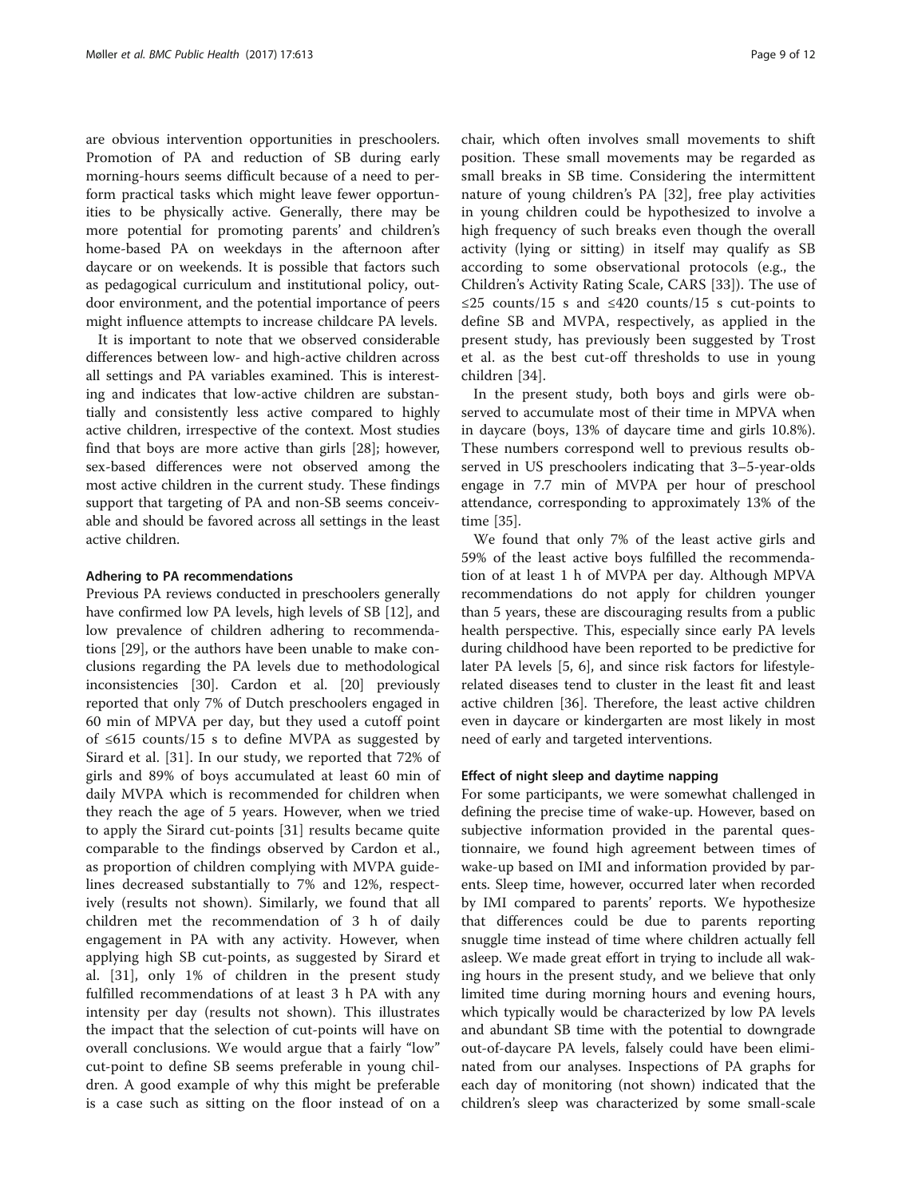are obvious intervention opportunities in preschoolers. Promotion of PA and reduction of SB during early morning-hours seems difficult because of a need to perform practical tasks which might leave fewer opportunities to be physically active. Generally, there may be more potential for promoting parents' and children's home-based PA on weekdays in the afternoon after daycare or on weekends. It is possible that factors such as pedagogical curriculum and institutional policy, outdoor environment, and the potential importance of peers might influence attempts to increase childcare PA levels.

It is important to note that we observed considerable differences between low- and high-active children across all settings and PA variables examined. This is interesting and indicates that low-active children are substantially and consistently less active compared to highly active children, irrespective of the context. Most studies find that boys are more active than girls [28]; however, sex-based differences were not observed among the most active children in the current study. These findings support that targeting of PA and non-SB seems conceivable and should be favored across all settings in the least active children.

#### Adhering to PA recommendations

Previous PA reviews conducted in preschoolers generally have confirmed low PA levels, high levels of SB [12], and low prevalence of children adhering to recommendations [29], or the authors have been unable to make conclusions regarding the PA levels due to methodological inconsistencies [30]. Cardon et al. [20] previously reported that only 7% of Dutch preschoolers engaged in 60 min of MPVA per day, but they used a cutoff point of ≤615 counts/15 s to define MVPA as suggested by Sirard et al. [31]. In our study, we reported that 72% of girls and 89% of boys accumulated at least 60 min of daily MVPA which is recommended for children when they reach the age of 5 years. However, when we tried to apply the Sirard cut-points [31] results became quite comparable to the findings observed by Cardon et al., as proportion of children complying with MVPA guidelines decreased substantially to 7% and 12%, respectively (results not shown). Similarly, we found that all children met the recommendation of 3 h of daily engagement in PA with any activity. However, when applying high SB cut-points, as suggested by Sirard et al. [31], only 1% of children in the present study fulfilled recommendations of at least 3 h PA with any intensity per day (results not shown). This illustrates the impact that the selection of cut-points will have on overall conclusions. We would argue that a fairly "low" cut-point to define SB seems preferable in young children. A good example of why this might be preferable is a case such as sitting on the floor instead of on a chair, which often involves small movements to shift position. These small movements may be regarded as small breaks in SB time. Considering the intermittent nature of young children's PA [32], free play activities in young children could be hypothesized to involve a high frequency of such breaks even though the overall activity (lying or sitting) in itself may qualify as SB according to some observational protocols (e.g., the Children's Activity Rating Scale, CARS [33]). The use of ≤25 counts/15 s and ≤420 counts/15 s cut-points to define SB and MVPA, respectively, as applied in the present study, has previously been suggested by Trost et al. as the best cut-off thresholds to use in young children [34].

In the present study, both boys and girls were observed to accumulate most of their time in MPVA when in daycare (boys, 13% of daycare time and girls 10.8%). These numbers correspond well to previous results observed in US preschoolers indicating that 3–5-year-olds engage in 7.7 min of MVPA per hour of preschool attendance, corresponding to approximately 13% of the time [35].

We found that only 7% of the least active girls and 59% of the least active boys fulfilled the recommendation of at least 1 h of MVPA per day. Although MPVA recommendations do not apply for children younger than 5 years, these are discouraging results from a public health perspective. This, especially since early PA levels during childhood have been reported to be predictive for later PA levels [5, 6], and since risk factors for lifestyle-related diseases tend to cluster in the least fit and least active children [36]. Therefore, the least active children even in daycare or kindergarten are most likely in most need of early and targeted interventions.

#### Effect of night sleep and daytime napping

For some participants, we were somewhat challenged in defining the precise time of wake-up. However, based on subjective information provided in the parental questionnaire, we found high agreement between times of wake-up based on IMI and information provided by parents. Sleep time, however, occurred later when recorded by IMI compared to parents' reports. We hypothesize that differences could be due to parents reporting snuggle time instead of time where children actually fell asleep. We made great effort in trying to include all waking hours in the present study, and we believe that only limited time during morning hours and evening hours, which typically would be characterized by low PA levels and abundant SB time with the potential to downgrade out-of-daycare PA levels, falsely could have been eliminated from our analyses. Inspections of PA graphs for each day of monitoring (not shown) indicated that the children's sleep was characterized by some small-scale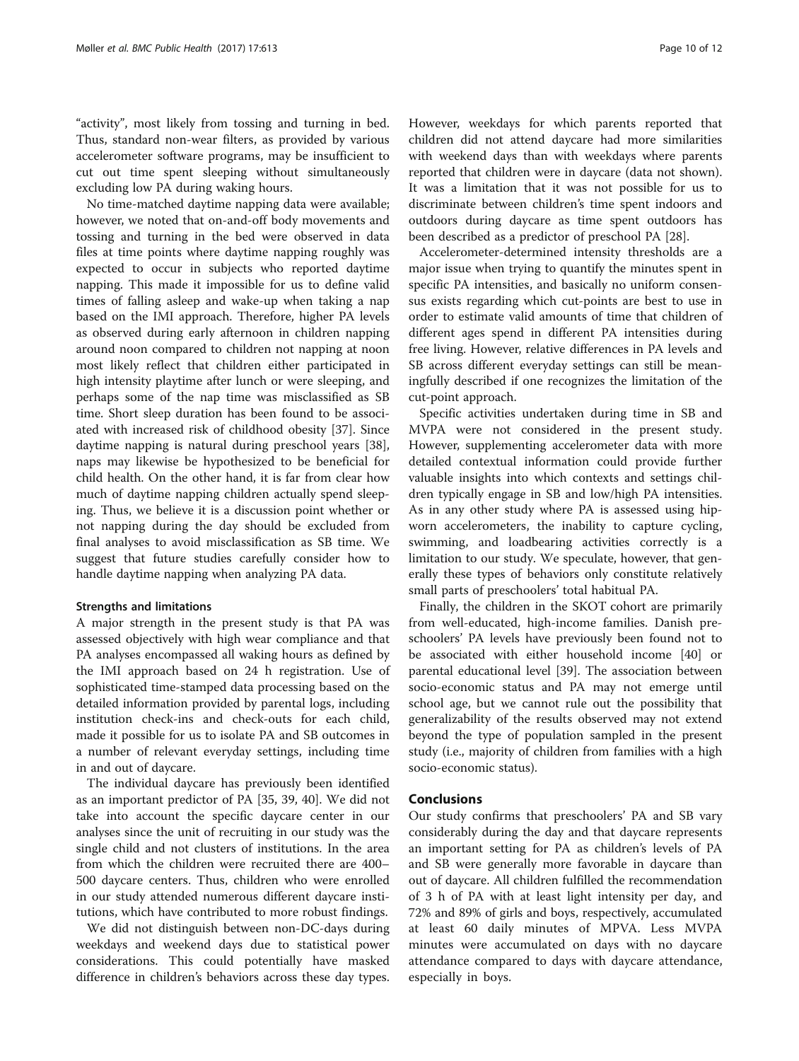"activity", most likely from tossing and turning in bed. Thus, standard non-wear filters, as provided by various accelerometer software programs, may be insufficient to cut out time spent sleeping without simultaneously excluding low PA during waking hours.

No time-matched daytime napping data were available; however, we noted that on-and-off body movements and tossing and turning in the bed were observed in data files at time points where daytime napping roughly was expected to occur in subjects who reported daytime napping. This made it impossible for us to define valid times of falling asleep and wake-up when taking a nap based on the IMI approach. Therefore, higher PA levels as observed during early afternoon in children napping around noon compared to children not napping at noon most likely reflect that children either participated in high intensity playtime after lunch or were sleeping, and perhaps some of the nap time was misclassified as SB time. Short sleep duration has been found to be associated with increased risk of childhood obesity [37]. Since daytime napping is natural during preschool years [38], naps may likewise be hypothesized to be beneficial for child health. On the other hand, it is far from clear how much of daytime napping children actually spend sleeping. Thus, we believe it is a discussion point whether or not napping during the day should be excluded from final analyses to avoid misclassification as SB time. We suggest that future studies carefully consider how to handle daytime napping when analyzing PA data.

#### Strengths and limitations

A major strength in the present study is that PA was assessed objectively with high wear compliance and that PA analyses encompassed all waking hours as defined by the IMI approach based on 24 h registration. Use of sophisticated time-stamped data processing based on the detailed information provided by parental logs, including institution check-ins and check-outs for each child, made it possible for us to isolate PA and SB outcomes in a number of relevant everyday settings, including time in and out of daycare.

The individual daycare has previously been identified as an important predictor of PA [35, 39, 40]. We did not take into account the specific daycare center in our analyses since the unit of recruiting in our study was the single child and not clusters of institutions. In the area from which the children were recruited there are 400–500 daycare centers. Thus, children who were enrolled in our study attended numerous different daycare institutions, which have contributed to more robust findings.

We did not distinguish between non-DC-days during weekdays and weekend days due to statistical power considerations. This could potentially have masked difference in children's behaviors across these day types. However, weekdays for which parents reported that children did not attend daycare had more similarities with weekend days than with weekdays where parents reported that children were in daycare (data not shown). It was a limitation that it was not possible for us to discriminate between children's time spent indoors and outdoors during daycare as time spent outdoors has been described as a predictor of preschool PA [28].

Accelerometer-determined intensity thresholds are a major issue when trying to quantify the minutes spent in specific PA intensities, and basically no uniform consensus exists regarding which cut-points are best to use in order to estimate valid amounts of time that children of different ages spend in different PA intensities during free living. However, relative differences in PA levels and SB across different everyday settings can still be meaningfully described if one recognizes the limitation of the cut-point approach.

Specific activities undertaken during time in SB and MVPA were not considered in the present study. However, supplementing accelerometer data with more detailed contextual information could provide further valuable insights into which contexts and settings children typically engage in SB and low/high PA intensities. As in any other study where PA is assessed using hip-worn accelerometers, the inability to capture cycling, swimming, and loadbearing activities correctly is a limitation to our study. We speculate, however, that generally these types of behaviors only constitute relatively small parts of preschoolers' total habitual PA.

Finally, the children in the SKOT cohort are primarily from well-educated, high-income families. Danish preschoolers' PA levels have previously been found not to be associated with either household income [40] or parental educational level [39]. The association between socio-economic status and PA may not emerge until school age, but we cannot rule out the possibility that generalizability of the results observed may not extend beyond the type of population sampled in the present study (i.e., majority of children from families with a high socio-economic status).

## Conclusions

Our study confirms that preschoolers' PA and SB vary considerably during the day and that daycare represents an important setting for PA as children's levels of PA and SB were generally more favorable in daycare than out of daycare. All children fulfilled the recommendation of 3 h of PA with at least light intensity per day, and 72% and 89% of girls and boys, respectively, accumulated at least 60 daily minutes of MPVA. Less MVPA minutes were accumulated on days with no daycare attendance compared to days with daycare attendance, especially in boys.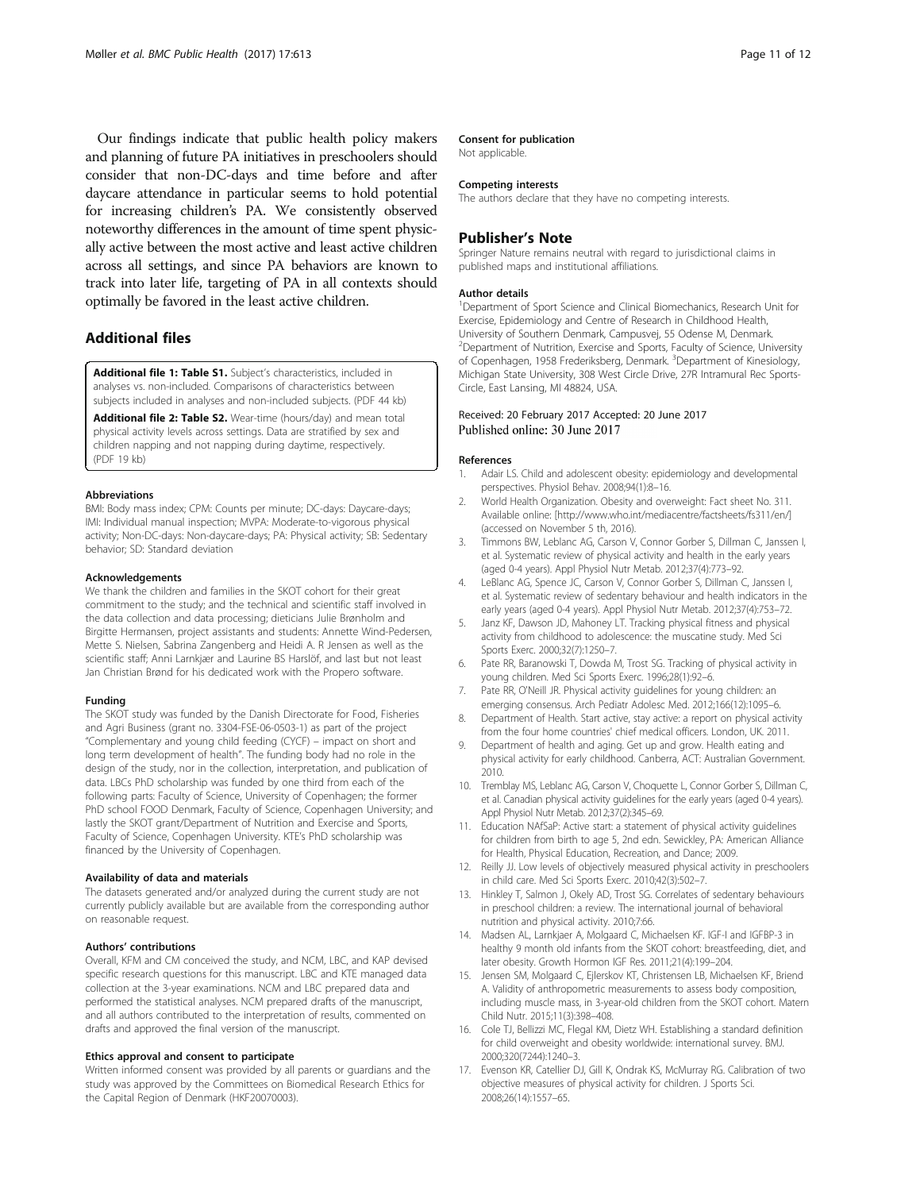Our findings indicate that public health policy makers and planning of future PA initiatives in preschoolers should consider that non-DC-days and time before and after daycare attendance in particular seems to hold potential for increasing children's PA. We consistently observed noteworthy differences in the amount of time spent physically active between the most active and least active children across all settings, and since PA behaviors are known to track into later life, targeting of PA in all contexts should optimally be favored in the least active children.

## Additional files

**Additional file 1: Table S1.** Subject's characteristics, included in analyses vs. non-included. Comparisons of characteristics between subjects included in analyses and non-included subjects. (PDF 44 kb)

**Additional file 2: Table S2.** Wear-time (hours/day) and mean total physical activity levels across settings. Data are stratified by sex and children napping and not napping during daytime, respectively. (PDF 19 kb)

#### Abbreviations

BMI: Body mass index; CPM: Counts per minute; DC-days: Daycare-days; IMI: Individual manual inspection; MVPA: Moderate-to-vigorous physical activity; Non-DC-days: Non-daycare-days; PA: Physical activity; SB: Sedentary behavior; SD: Standard deviation

#### Acknowledgements

We thank the children and families in the SKOT cohort for their great commitment to the study; and the technical and scientific staff involved in the data collection and data processing; dieticians Julie Brønholm and Birgitte Hermansen, project assistants and students: Annette Wind-Pedersen, Mette S. Nielsen, Sabrina Zangenberg and Heidi A. R Jensen as well as the scientific staff; Anni Larnkjær and Laurine BS Harslöf, and last but not least Jan Christian Brønd for his dedicated work with the Propero software.

#### Funding

The SKOT study was funded by the Danish Directorate for Food, Fisheries and Agri Business (grant no. 3304-FSE-06-0503-1) as part of the project "Complementary and young child feeding (CYCF) – impact on short and long term development of health". The funding body had no role in the design of the study, nor in the collection, interpretation, and publication of data. LBCs PhD scholarship was funded by one third from each of the following parts: Faculty of Science, University of Copenhagen; the former PhD school FOOD Denmark, Faculty of Science, Copenhagen University; and lastly the SKOT grant/Department of Nutrition and Exercise and Sports, Faculty of Science, Copenhagen University. KTE's PhD scholarship was financed by the University of Copenhagen.

#### Availability of data and materials

The datasets generated and/or analyzed during the current study are not currently publicly available but are available from the corresponding author on reasonable request.

#### Authors' contributions

Overall, KFM and CM conceived the study, and NCM, LBC, and KAP devised specific research questions for this manuscript. LBC and KTE managed data collection at the 3-year examinations. NCM and LBC prepared data and performed the statistical analyses. NCM prepared drafts of the manuscript, and all authors contributed to the interpretation of results, commented on drafts and approved the final version of the manuscript.

#### Ethics approval and consent to participate

Written informed consent was provided by all parents or guardians and the study was approved by the Committees on Biomedical Research Ethics for the Capital Region of Denmark (HKF20070003).

#### Consent for publication

Not applicable.

#### Competing interests

The authors declare that they have no competing interests.

## Publisher's Note

Springer Nature remains neutral with regard to jurisdictional claims in published maps and institutional affiliations.

#### Author details

[1]Department of Sport Science and Clinical Biomechanics, Research Unit for Exercise, Epidemiology and Centre of Research in Childhood Health, University of Southern Denmark, Campusvej, 55 Odense M, Denmark. [2]Department of Nutrition, Exercise and Sports, Faculty of Science, University of Copenhagen, 1958 Frederiksberg, Denmark. [3]Department of Kinesiology, Michigan State University, 308 West Circle Drive, 27R Intramural Rec Sports-Circle, East Lansing, MI 48824, USA.

Received: 20 February 2017 Accepted: 20 June 2017
Published online: 30 June 2017

#### References

1. Adair LS. Child and adolescent obesity: epidemiology and developmental perspectives. Physiol Behav. 2008;94(1):8–16.
2. World Health Organization. Obesity and overweight: Fact sheet No. 311. Available online: [http://www.who.int/mediacentre/factsheets/fs311/en/] (accessed on November 5 th, 2016).
3. Timmons BW, Leblanc AG, Carson V, Connor Gorber S, Dillman C, Janssen I, et al. Systematic review of physical activity and health in the early years (aged 0-4 years). Appl Physiol Nutr Metab. 2012;37(4):773–92.
4. LeBlanc AG, Spence JC, Carson V, Connor Gorber S, Dillman C, Janssen I, et al. Systematic review of sedentary behaviour and health indicators in the early years (aged 0-4 years). Appl Physiol Nutr Metab. 2012;37(4):753–72.
5. Janz KF, Dawson JD, Mahoney LT. Tracking physical fitness and physical activity from childhood to adolescence: the muscatine study. Med Sci Sports Exerc. 2000;32(7):1250–7.
6. Pate RR, Baranowski T, Dowda M, Trost SG. Tracking of physical activity in young children. Med Sci Sports Exerc. 1996;28(1):92–6.
7. Pate RR, O'Neill JR. Physical activity guidelines for young children: an emerging consensus. Arch Pediatr Adolesc Med. 2012;166(12):1095–6.
8. Department of Health. Start active, stay active: a report on physical activity from the four home countries' chief medical officers. London, UK. 2011.
9. Department of health and aging. Get up and grow. Health eating and physical activity for early childhood. Canberra, ACT: Australian Government. 2010.
10. Tremblay MS, Leblanc AG, Carson V, Choquette L, Connor Gorber S, Dillman C, et al. Canadian physical activity guidelines for the early years (aged 0-4 years). Appl Physiol Nutr Metab. 2012;37(2):345–69.
11. Education NAfSaP: Active start: a statement of physical activity guidelines for children from birth to age 5, 2nd edn. Sewickley, PA: American Alliance for Health, Physical Education, Recreation, and Dance; 2009.
12. Reilly JJ. Low levels of objectively measured physical activity in preschoolers in child care. Med Sci Sports Exerc. 2010;42(3):502–7.
13. Hinkley T, Salmon J, Okely AD, Trost SG. Correlates of sedentary behaviours in preschool children: a review. The international journal of behavioral nutrition and physical activity. 2010;7:66.
14. Madsen AL, Larnkjaer A, Molgaard C, Michaelsen KF. IGF-I and IGFBP-3 in healthy 9 month old infants from the SKOT cohort: breastfeeding, diet, and later obesity. Growth Horm IGF Res. 2011;21(4):199–204.
15. Jensen SM, Molgaard C, Ejlerskov KT, Christensen LB, Michaelsen KF, Briend A. Validity of anthropometric measurements to assess body composition, including muscle mass, in 3-year-old children from the SKOT cohort. Matern Child Nutr. 2015;11(3):398–408.
16. Cole TJ, Bellizzi MC, Flegal KM, Dietz WH. Establishing a standard definition for child overweight and obesity worldwide: international survey. BMJ. 2000;320(7244):1240–3.
17. Evenson KR, Catellier DJ, Gill K, Ondrak KS, McMurray RG. Calibration of two objective measures of physical activity for children. J Sports Sci. 2008;26(14):1557–65.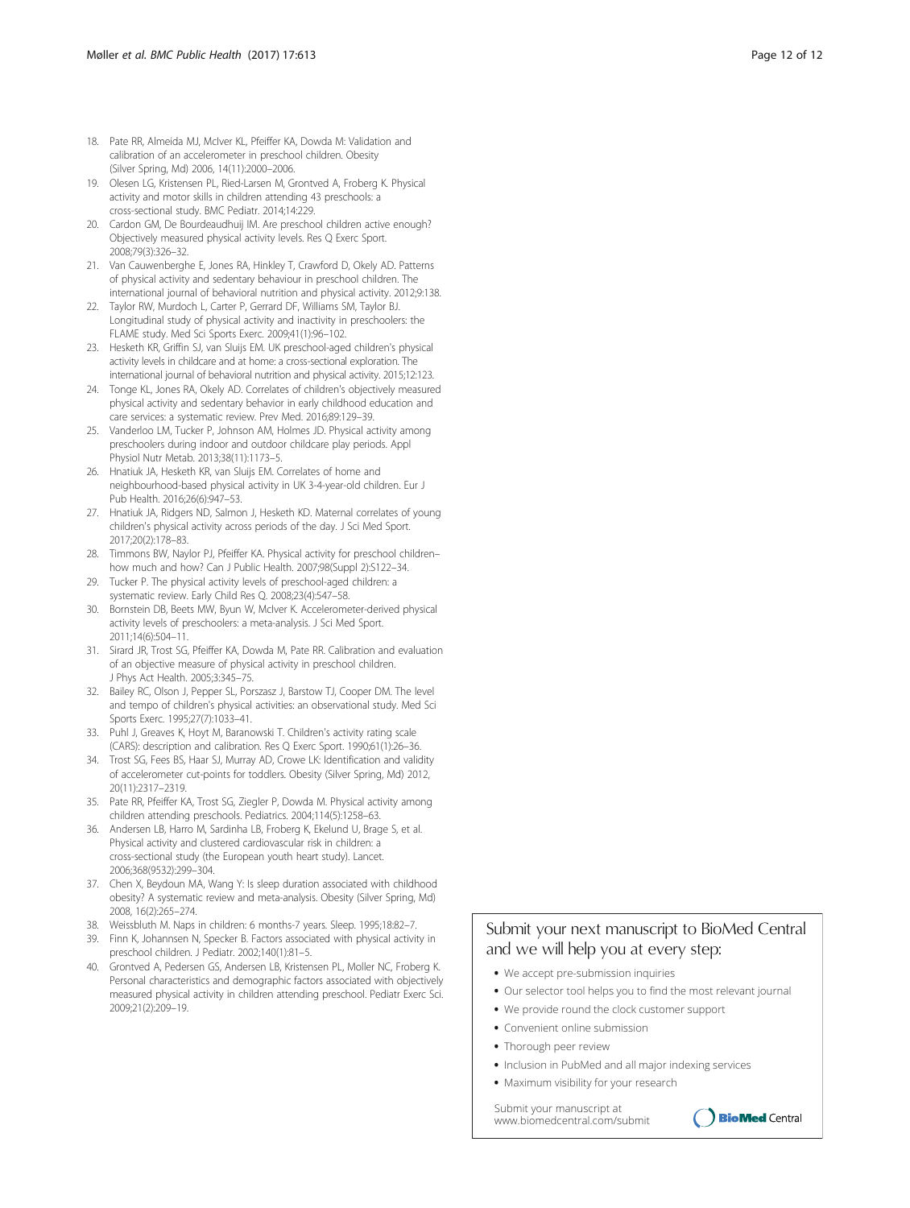18. Pate RR, Almeida MJ, McIver KL, Pfeiffer KA, Dowda M: Validation and calibration of an accelerometer in preschool children. Obesity (Silver Spring, Md) 2006, 14(11):2000–2006.
19. Olesen LG, Kristensen PL, Ried-Larsen M, Grontved A, Froberg K. Physical activity and motor skills in children attending 43 preschools: a cross-sectional study. BMC Pediatr. 2014;14:229.
20. Cardon GM, De Bourdeaudhuij IM. Are preschool children active enough? Objectively measured physical activity levels. Res Q Exerc Sport. 2008;79(3):326–32.
21. Van Cauwenberghe E, Jones RA, Hinkley T, Crawford D, Okely AD. Patterns of physical activity and sedentary behaviour in preschool children. The international journal of behavioral nutrition and physical activity. 2012;9:138.
22. Taylor RW, Murdoch L, Carter P, Gerrard DF, Williams SM, Taylor BJ. Longitudinal study of physical activity and inactivity in preschoolers: the FLAME study. Med Sci Sports Exerc. 2009;41(1):96–102.
23. Hesketh KR, Griffin SJ, van Sluijs EM. UK preschool-aged children's physical activity levels in childcare and at home: a cross-sectional exploration. The international journal of behavioral nutrition and physical activity. 2015;12:123.
24. Tonge KL, Jones RA, Okely AD. Correlates of children's objectively measured physical activity and sedentary behavior in early childhood education and care services: a systematic review. Prev Med. 2016;89:129–39.
25. Vanderloo LM, Tucker P, Johnson AM, Holmes JD. Physical activity among preschoolers during indoor and outdoor childcare play periods. Appl Physiol Nutr Metab. 2013;38(11):1173–5.
26. Hnatiuk JA, Hesketh KR, van Sluijs EM. Correlates of home and neighbourhood-based physical activity in UK 3-4-year-old children. Eur J Pub Health. 2016;26(6):947–53.
27. Hnatiuk JA, Ridgers ND, Salmon J, Hesketh KD. Maternal correlates of young children's physical activity across periods of the day. J Sci Med Sport. 2017;20(2):178–83.
28. Timmons BW, Naylor PJ, Pfeiffer KA. Physical activity for preschool children–how much and how? Can J Public Health. 2007;98(Suppl 2):S122–34.
29. Tucker P. The physical activity levels of preschool-aged children: a systematic review. Early Child Res Q. 2008;23(4):547–58.
30. Bornstein DB, Beets MW, Byun W, McIver K. Accelerometer-derived physical activity levels of preschoolers: a meta-analysis. J Sci Med Sport. 2011;14(6):504–11.
31. Sirard JR, Trost SG, Pfeiffer KA, Dowda M, Pate RR. Calibration and evaluation of an objective measure of physical activity in preschool children. J Phys Act Health. 2005;3:345–75.
32. Bailey RC, Olson J, Pepper SL, Porszasz J, Barstow TJ, Cooper DM. The level and tempo of children's physical activities: an observational study. Med Sci Sports Exerc. 1995;27(7):1033–41.
33. Puhl J, Greaves K, Hoyt M, Baranowski T. Children's activity rating scale (CARS): description and calibration. Res Q Exerc Sport. 1990;61(1):26–36.
34. Trost SG, Fees BS, Haar SJ, Murray AD, Crowe LK: Identification and validity of accelerometer cut-points for toddlers. Obesity (Silver Spring, Md) 2012, 20(11):2317–2319.
35. Pate RR, Pfeiffer KA, Trost SG, Ziegler P, Dowda M. Physical activity among children attending preschools. Pediatrics. 2004;114(5):1258–63.
36. Andersen LB, Harro M, Sardinha LB, Froberg K, Ekelund U, Brage S, et al. Physical activity and clustered cardiovascular risk in children: a cross-sectional study (the European youth heart study). Lancet. 2006;368(9532):299–304.
37. Chen X, Beydoun MA, Wang Y: Is sleep duration associated with childhood obesity? A systematic review and meta-analysis. Obesity (Silver Spring, Md) 2008, 16(2):265–274.
38. Weissbluth M. Naps in children: 6 months-7 years. Sleep. 1995;18:82–7.
39. Finn K, Johannsen N, Specker B. Factors associated with physical activity in preschool children. J Pediatr. 2002;140(1):81–5.
40. Grontved A, Pedersen GS, Andersen LB, Kristensen PL, Moller NC, Froberg K. Personal characteristics and demographic factors associated with objectively measured physical activity in children attending preschool. Pediatr Exerc Sci. 2009;21(2):209–19.

Submit your next manuscript to BioMed Central and we will help you at every step:

- We accept pre-submission inquiries
- Our selector tool helps you to find the most relevant journal
- We provide round the clock customer support
- Convenient online submission
- Thorough peer review
- Inclusion in PubMed and all major indexing services
- Maximum visibility for your research

Submit your manuscript at www.biomedcentral.com/submit

BioMed Central